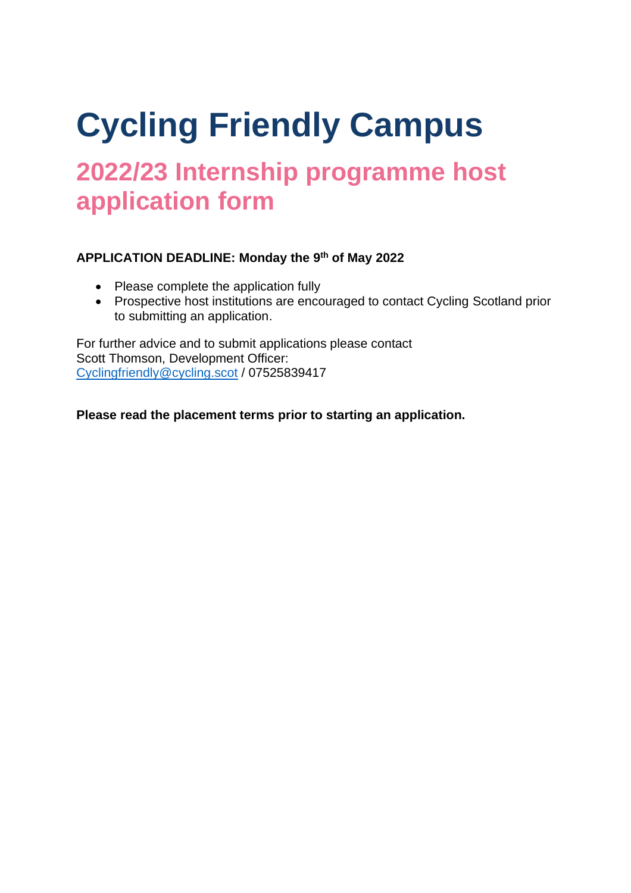# Cycling Friendly Campus

## 2022/23 Internship programme host application form

**APPLICATION DEADLINE: Monday the 9th of May 2022**

- Please complete the application fully
- Prospective host institutions are encouraged to contact Cycling Scotland prior to submitting an application.

For further advice and to submit applications please contact
Scott Thomson, Development Officer:
Cyclingfriendly@cycling.scot / 07525839417

**Please read the placement terms prior to starting an application.**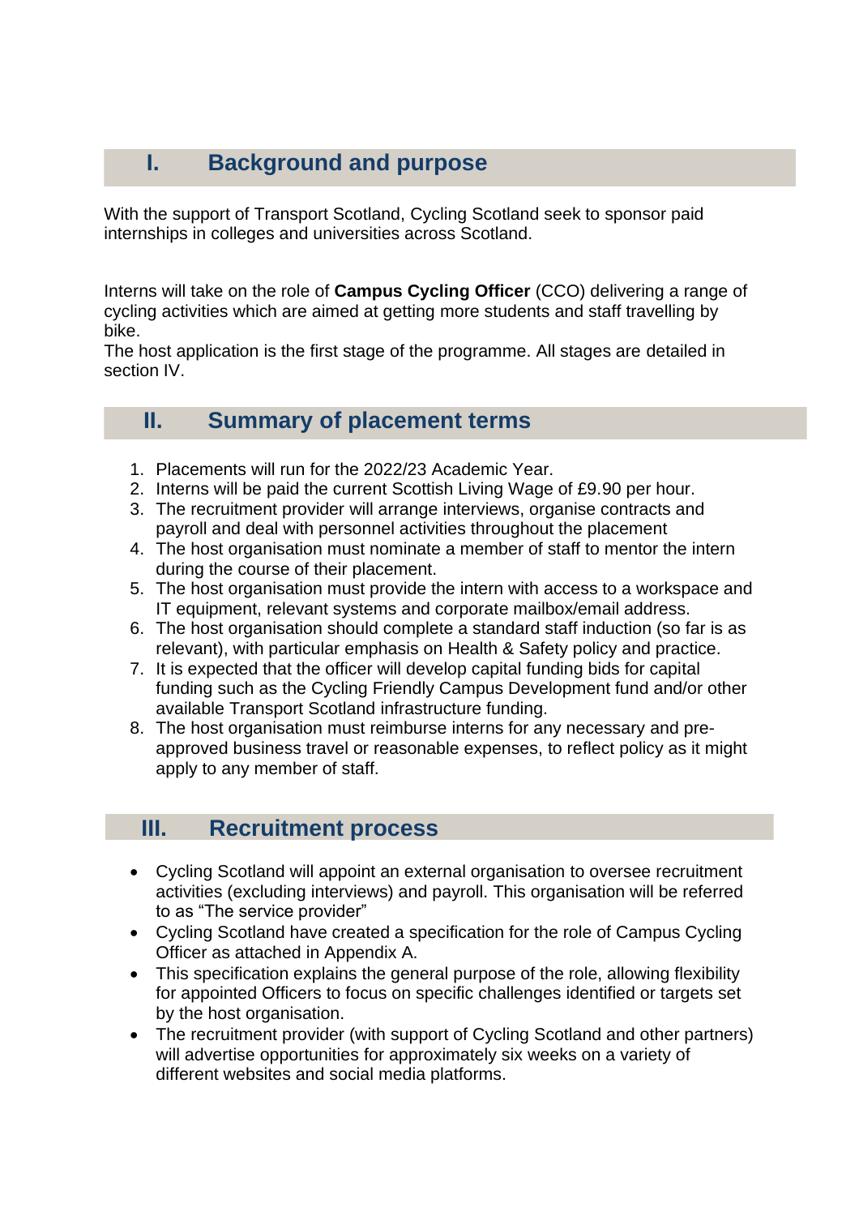## I. Background and purpose

With the support of Transport Scotland, Cycling Scotland seek to sponsor paid internships in colleges and universities across Scotland.

Interns will take on the role of **Campus Cycling Officer** (CCO) delivering a range of cycling activities which are aimed at getting more students and staff travelling by bike.
The host application is the first stage of the programme. All stages are detailed in section IV.

## II. Summary of placement terms

1. Placements will run for the 2022/23 Academic Year.
2. Interns will be paid the current Scottish Living Wage of £9.90 per hour.
3. The recruitment provider will arrange interviews, organise contracts and payroll and deal with personnel activities throughout the placement
4. The host organisation must nominate a member of staff to mentor the intern during the course of their placement.
5. The host organisation must provide the intern with access to a workspace and IT equipment, relevant systems and corporate mailbox/email address.
6. The host organisation should complete a standard staff induction (so far is as relevant), with particular emphasis on Health & Safety policy and practice.
7. It is expected that the officer will develop capital funding bids for capital funding such as the Cycling Friendly Campus Development fund and/or other available Transport Scotland infrastructure funding.
8. The host organisation must reimburse interns for any necessary and pre-approved business travel or reasonable expenses, to reflect policy as it might apply to any member of staff.

## III. Recruitment process

- Cycling Scotland will appoint an external organisation to oversee recruitment activities (excluding interviews) and payroll. This organisation will be referred to as "The service provider"
- Cycling Scotland have created a specification for the role of Campus Cycling Officer as attached in Appendix A.
- This specification explains the general purpose of the role, allowing flexibility for appointed Officers to focus on specific challenges identified or targets set by the host organisation.
- The recruitment provider (with support of Cycling Scotland and other partners) will advertise opportunities for approximately six weeks on a variety of different websites and social media platforms.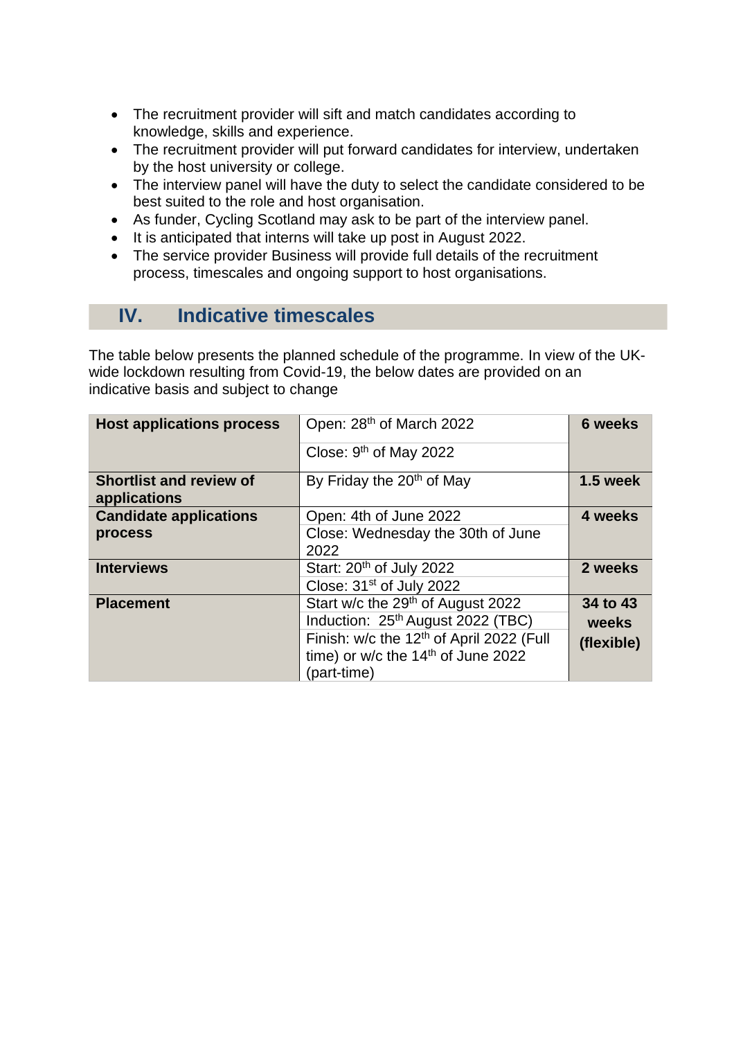- The recruitment provider will sift and match candidates according to knowledge, skills and experience.
- The recruitment provider will put forward candidates for interview, undertaken by the host university or college.
- The interview panel will have the duty to select the candidate considered to be best suited to the role and host organisation.
- As funder, Cycling Scotland may ask to be part of the interview panel.
- It is anticipated that interns will take up post in August 2022.
- The service provider Business will provide full details of the recruitment process, timescales and ongoing support to host organisations.

## IV. Indicative timescales

The table below presents the planned schedule of the programme. In view of the UK-wide lockdown resulting from Covid-19, the below dates are provided on an indicative basis and subject to change

| | | |
|---|---|---|
| **Host applications process** | Open: 28th of March 2022<br>Close: 9th of May 2022 | **6 weeks** |
| **Shortlist and review of applications** | By Friday the 20th of May | **1.5 week** |
| **Candidate applications process** | Open: 4th of June 2022<br>Close: Wednesday the 30th of June 2022 | **4 weeks** |
| **Interviews** | Start: 20th of July 2022<br>Close: 31st of July 2022 | **2 weeks** |
| **Placement** | Start w/c the 29th of August 2022<br>Induction: 25th August 2022 (TBC)<br>Finish: w/c the 12th of April 2022 (Full time) or w/c the 14th of June 2022 (part-time) | **34 to 43 weeks (flexible)** |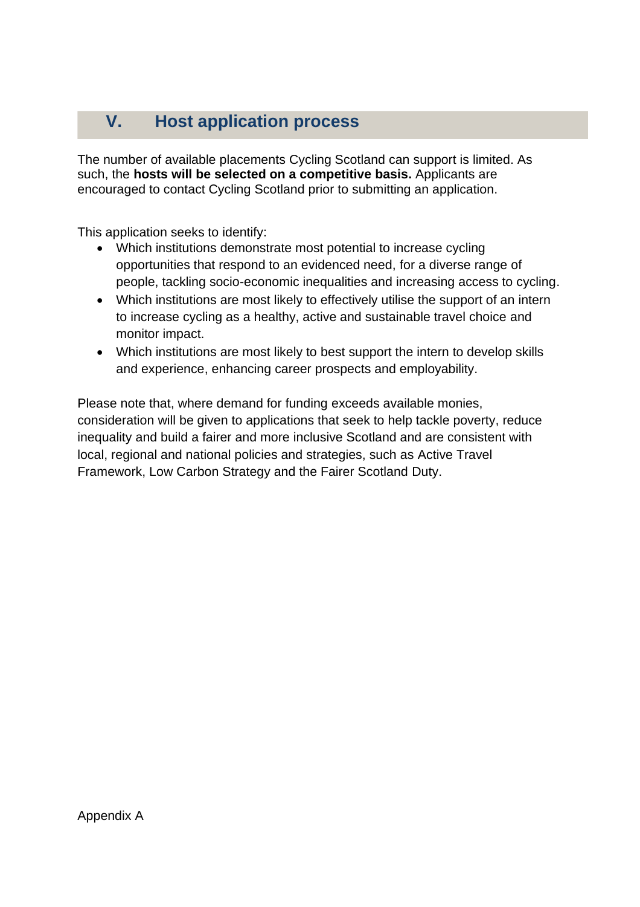## V. Host application process

The number of available placements Cycling Scotland can support is limited. As such, the **hosts will be selected on a competitive basis.** Applicants are encouraged to contact Cycling Scotland prior to submitting an application.

This application seeks to identify:

- Which institutions demonstrate most potential to increase cycling opportunities that respond to an evidenced need, for a diverse range of people, tackling socio-economic inequalities and increasing access to cycling.
- Which institutions are most likely to effectively utilise the support of an intern to increase cycling as a healthy, active and sustainable travel choice and monitor impact.
- Which institutions are most likely to best support the intern to develop skills and experience, enhancing career prospects and employability.

Please note that, where demand for funding exceeds available monies, consideration will be given to applications that seek to help tackle poverty, reduce inequality and build a fairer and more inclusive Scotland and are consistent with local, regional and national policies and strategies, such as Active Travel Framework, Low Carbon Strategy and the Fairer Scotland Duty.

Appendix A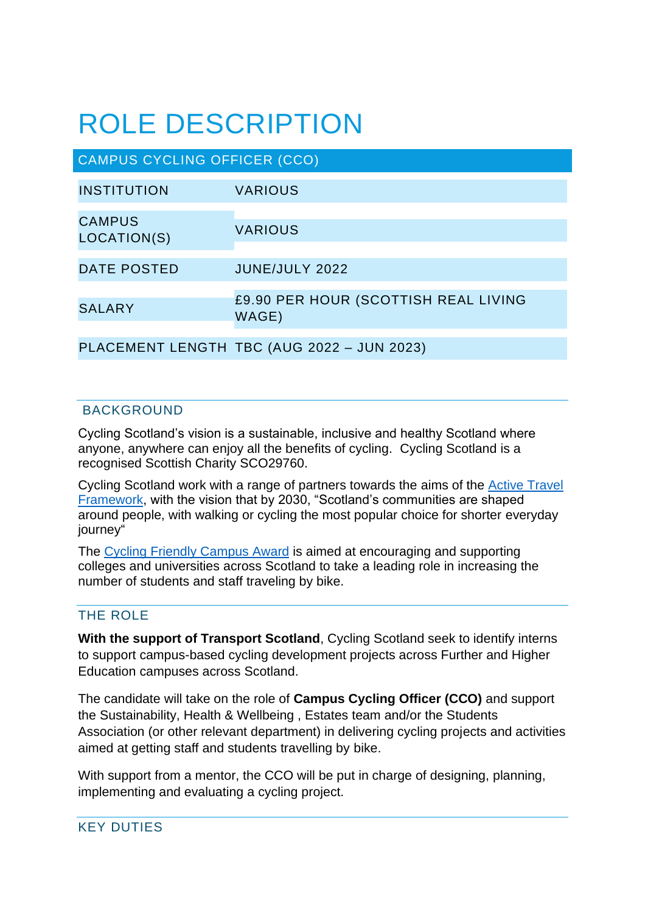# ROLE DESCRIPTION

## CAMPUS CYCLING OFFICER (CCO)

| | |
|---|---|
| INSTITUTION | VARIOUS |
| CAMPUS LOCATION(S) | VARIOUS |
| DATE POSTED | JUNE/JULY 2022 |
| SALARY | £9.90 PER HOUR (SCOTTISH REAL LIVING WAGE) |
| PLACEMENT LENGTH | TBC (AUG 2022 – JUN 2023) |

### BACKGROUND

Cycling Scotland's vision is a sustainable, inclusive and healthy Scotland where anyone, anywhere can enjoy all the benefits of cycling. Cycling Scotland is a recognised Scottish Charity SCO29760.

Cycling Scotland work with a range of partners towards the aims of the Active Travel Framework, with the vision that by 2030, "Scotland's communities are shaped around people, with walking or cycling the most popular choice for shorter everyday journey"

The Cycling Friendly Campus Award is aimed at encouraging and supporting colleges and universities across Scotland to take a leading role in increasing the number of students and staff traveling by bike.

### THE ROLE

**With the support of Transport Scotland**, Cycling Scotland seek to identify interns to support campus-based cycling development projects across Further and Higher Education campuses across Scotland.

The candidate will take on the role of **Campus Cycling Officer (CCO)** and support the Sustainability, Health & Wellbeing , Estates team and/or the Students Association (or other relevant department) in delivering cycling projects and activities aimed at getting staff and students travelling by bike.

With support from a mentor, the CCO will be put in charge of designing, planning, implementing and evaluating a cycling project.

### KEY DUTIES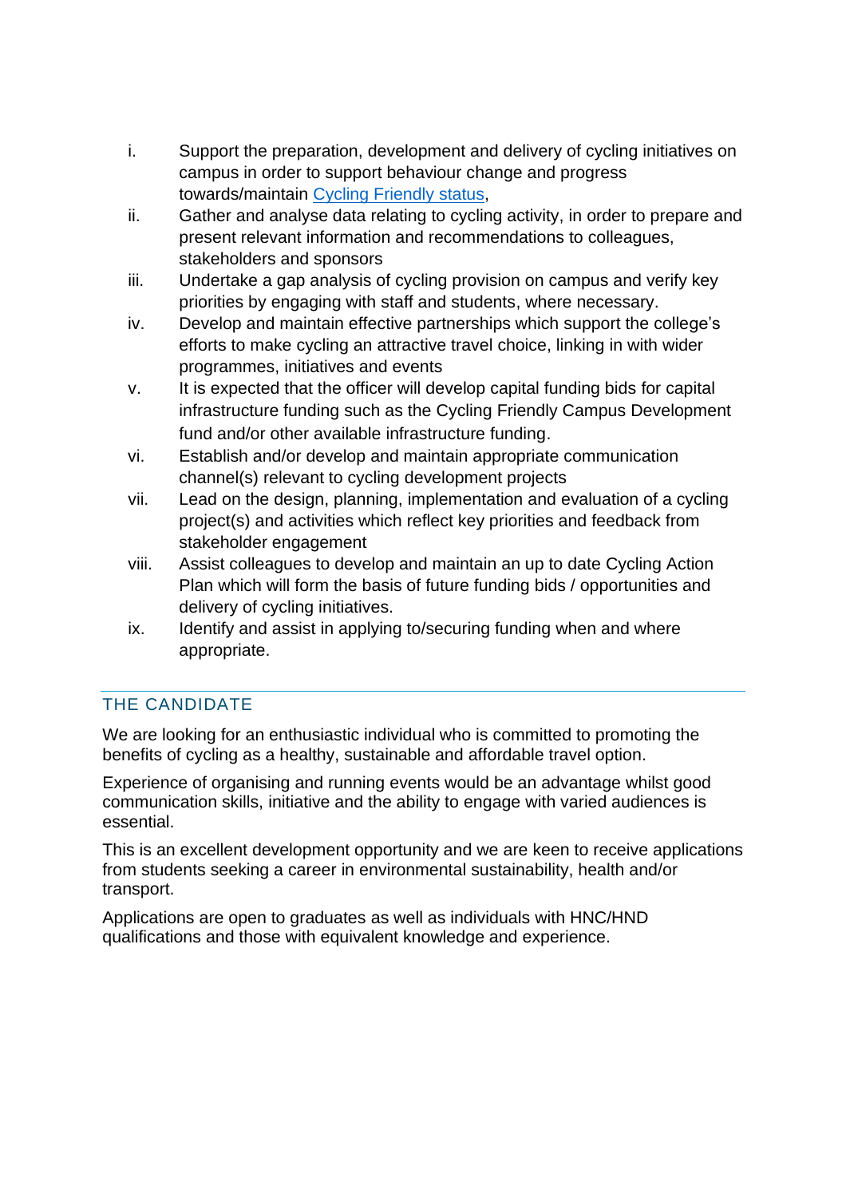i. Support the preparation, development and delivery of cycling initiatives on campus in order to support behaviour change and progress towards/maintain [Cycling Friendly status](),
ii. Gather and analyse data relating to cycling activity, in order to prepare and present relevant information and recommendations to colleagues, stakeholders and sponsors
iii. Undertake a gap analysis of cycling provision on campus and verify key priorities by engaging with staff and students, where necessary.
iv. Develop and maintain effective partnerships which support the college's efforts to make cycling an attractive travel choice, linking in with wider programmes, initiatives and events
v. It is expected that the officer will develop capital funding bids for capital infrastructure funding such as the Cycling Friendly Campus Development fund and/or other available infrastructure funding.
vi. Establish and/or develop and maintain appropriate communication channel(s) relevant to cycling development projects
vii. Lead on the design, planning, implementation and evaluation of a cycling project(s) and activities which reflect key priorities and feedback from stakeholder engagement
viii. Assist colleagues to develop and maintain an up to date Cycling Action Plan which will form the basis of future funding bids / opportunities and delivery of cycling initiatives.
ix. Identify and assist in applying to/securing funding when and where appropriate.

## THE CANDIDATE

We are looking for an enthusiastic individual who is committed to promoting the benefits of cycling as a healthy, sustainable and affordable travel option.

Experience of organising and running events would be an advantage whilst good communication skills, initiative and the ability to engage with varied audiences is essential.

This is an excellent development opportunity and we are keen to receive applications from students seeking a career in environmental sustainability, health and/or transport.

Applications are open to graduates as well as individuals with HNC/HND qualifications and those with equivalent knowledge and experience.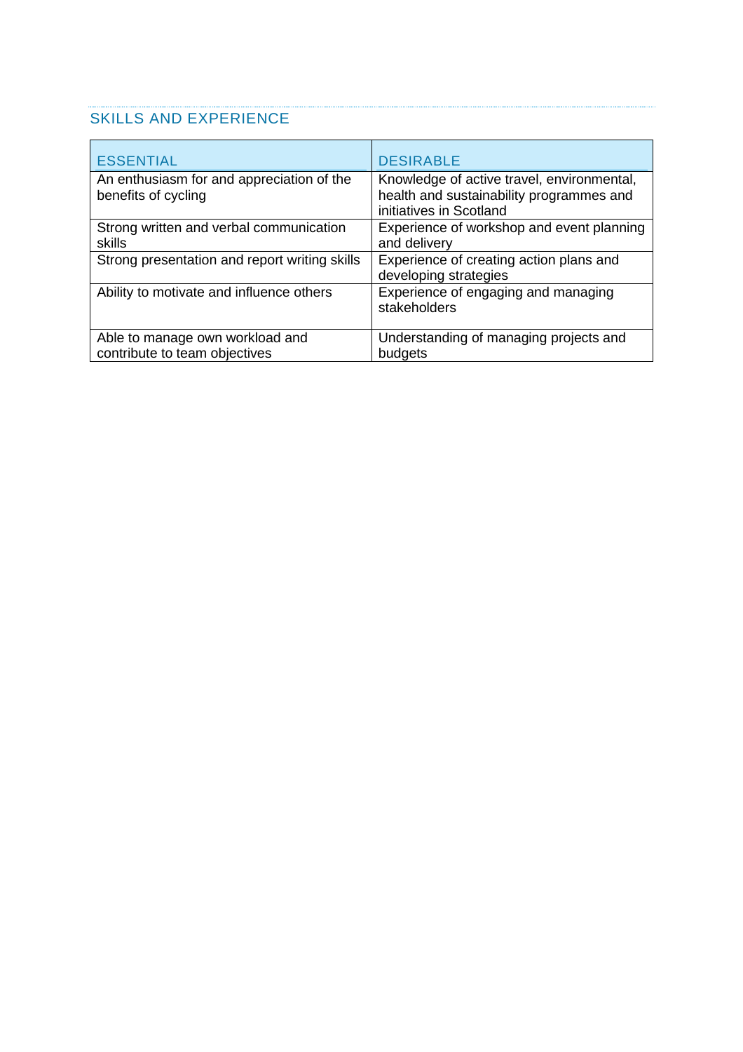## SKILLS AND EXPERIENCE

| ESSENTIAL | DESIRABLE |
|---|---|
| An enthusiasm for and appreciation of the benefits of cycling | Knowledge of active travel, environmental, health and sustainability programmes and initiatives in Scotland |
| Strong written and verbal communication skills | Experience of workshop and event planning and delivery |
| Strong presentation and report writing skills | Experience of creating action plans and developing strategies |
| Ability to motivate and influence others | Experience of engaging and managing stakeholders |
| Able to manage own workload and contribute to team objectives | Understanding of managing projects and budgets |